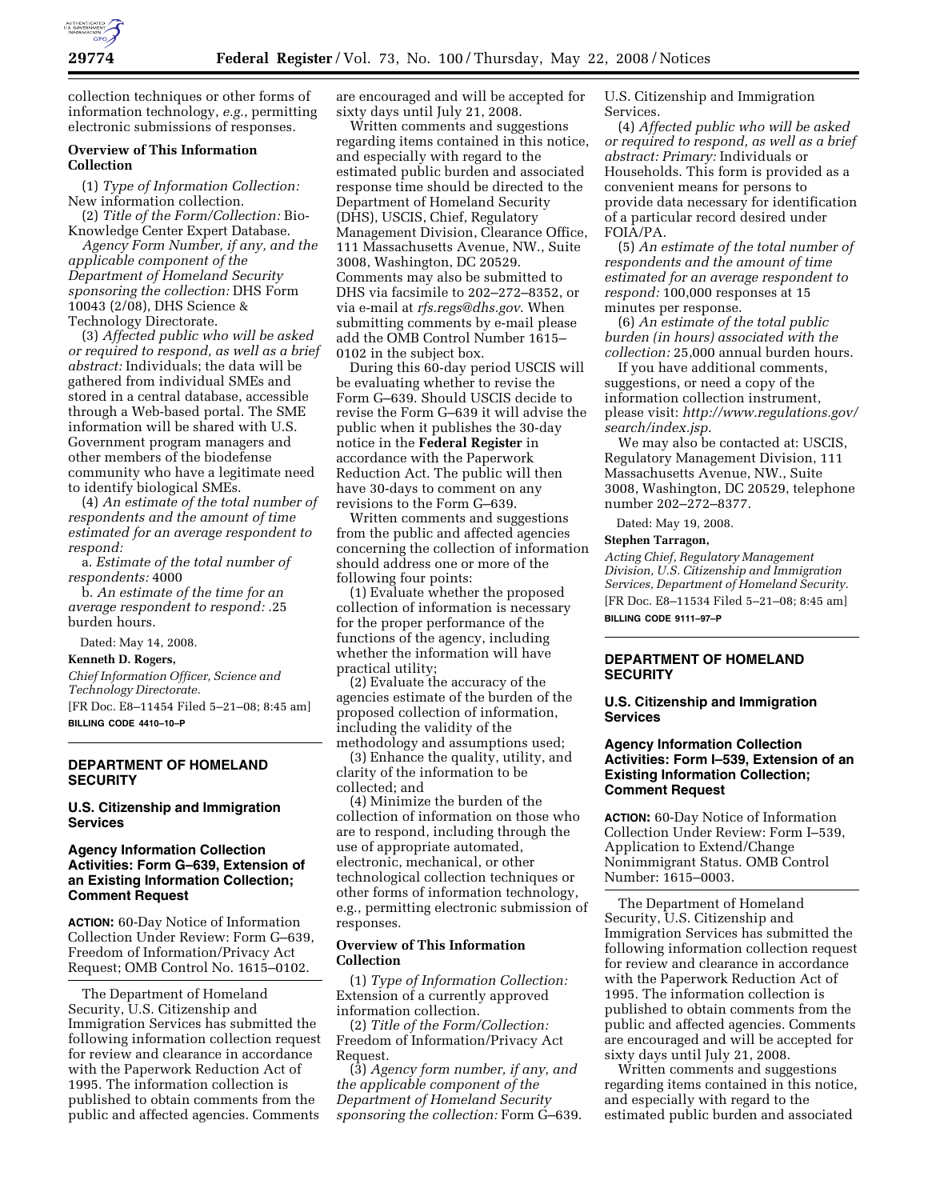collection techniques or other forms of information technology, *e.g.*, permitting electronic submissions of responses.

**Overview of This Information Collection**

(1) *Type of Information Collection:* New information collection.

(2) *Title of the Form/Collection:* Bio-Knowledge Center Expert Database.

*Agency Form Number, if any, and the applicable component of the Department of Homeland Security sponsoring the collection:* DHS Form 10043 (2/08), DHS Science & Technology Directorate.

(3) *Affected public who will be asked or required to respond, as well as a brief abstract:* Individuals; the data will be gathered from individual SMEs and stored in a central database, accessible through a Web-based portal. The SME information will be shared with U.S. Government program managers and other members of the biodefense community who have a legitimate need to identify biological SMEs.

(4) *An estimate of the total number of respondents and the amount of time estimated for an average respondent to respond:*

a. *Estimate of the total number of respondents:* 4000

b. *An estimate of the time for an average respondent to respond:* .25 burden hours.

Dated: May 14, 2008.

**Kenneth D. Rogers,**

*Chief Information Officer, Science and Technology Directorate.*

[FR Doc. E8–11454 Filed 5–21–08; 8:45 am]

**BILLING CODE 4410–10–P**

---

## DEPARTMENT OF HOMELAND SECURITY

### U.S. Citizenship and Immigration Services

### Agency Information Collection Activities: Form G–639, Extension of an Existing Information Collection; Comment Request

**ACTION:** 60-Day Notice of Information Collection Under Review: Form G–639, Freedom of Information/Privacy Act Request; OMB Control No. 1615–0102.

The Department of Homeland Security, U.S. Citizenship and Immigration Services has submitted the following information collection request for review and clearance in accordance with the Paperwork Reduction Act of 1995. The information collection is published to obtain comments from the public and affected agencies. Comments are encouraged and will be accepted for sixty days until July 21, 2008.

Written comments and suggestions regarding items contained in this notice, and especially with regard to the estimated public burden and associated response time should be directed to the Department of Homeland Security (DHS), USCIS, Chief, Regulatory Management Division, Clearance Office, 111 Massachusetts Avenue, NW., Suite 3008, Washington, DC 20529. Comments may also be submitted to DHS via facsimile to 202–272–8352, or via e-mail at *rfs.regs@dhs.gov*. When submitting comments by e-mail please add the OMB Control Number 1615–0102 in the subject box.

During this 60-day period USCIS will be evaluating whether to revise the Form G–639. Should USCIS decide to revise the Form G–639 it will advise the public when it publishes the 30-day notice in the **Federal Register** in accordance with the Paperwork Reduction Act. The public will then have 30-days to comment on any revisions to the Form G–639.

Written comments and suggestions from the public and affected agencies concerning the collection of information should address one or more of the following four points:

(1) Evaluate whether the proposed collection of information is necessary for the proper performance of the functions of the agency, including whether the information will have practical utility;

(2) Evaluate the accuracy of the agencies estimate of the burden of the proposed collection of information, including the validity of the methodology and assumptions used;

(3) Enhance the quality, utility, and clarity of the information to be collected; and

(4) Minimize the burden of the collection of information on those who are to respond, including through the use of appropriate automated, electronic, mechanical, or other technological collection techniques or other forms of information technology, e.g., permitting electronic submission of responses.

**Overview of This Information Collection**

(1) *Type of Information Collection:* Extension of a currently approved information collection.

(2) *Title of the Form/Collection:* Freedom of Information/Privacy Act Request.

(3) *Agency form number, if any, and the applicable component of the Department of Homeland Security sponsoring the collection:* Form G–639. U.S. Citizenship and Immigration Services.

(4) *Affected public who will be asked or required to respond, as well as a brief abstract: Primary:* Individuals or Households. This form is provided as a convenient means for persons to provide data necessary for identification of a particular record desired under FOIA/PA.

(5) *An estimate of the total number of respondents and the amount of time estimated for an average respondent to respond:* 100,000 responses at 15 minutes per response.

(6) *An estimate of the total public burden (in hours) associated with the collection:* 25,000 annual burden hours.

If you have additional comments, suggestions, or need a copy of the information collection instrument, please visit: *http://www.regulations.gov/search/index.jsp*.

We may also be contacted at: USCIS, Regulatory Management Division, 111 Massachusetts Avenue, NW., Suite 3008, Washington, DC 20529, telephone number 202–272–8377.

Dated: May 19, 2008.

**Stephen Tarragon,**

*Acting Chief, Regulatory Management Division, U.S. Citizenship and Immigration Services, Department of Homeland Security.*

[FR Doc. E8–11534 Filed 5–21–08; 8:45 am]

**BILLING CODE 9111–97–P**

---

## DEPARTMENT OF HOMELAND SECURITY

### U.S. Citizenship and Immigration Services

### Agency Information Collection Activities: Form I–539, Extension of an Existing Information Collection; Comment Request

**ACTION:** 60-Day Notice of Information Collection Under Review: Form I–539, Application to Extend/Change Nonimmigrant Status. OMB Control Number: 1615–0003.

The Department of Homeland Security, U.S. Citizenship and Immigration Services has submitted the following information collection request for review and clearance in accordance with the Paperwork Reduction Act of 1995. The information collection is published to obtain comments from the public and affected agencies. Comments are encouraged and will be accepted for sixty days until July 21, 2008.

Written comments and suggestions regarding items contained in this notice, and especially with regard to the estimated public burden and associated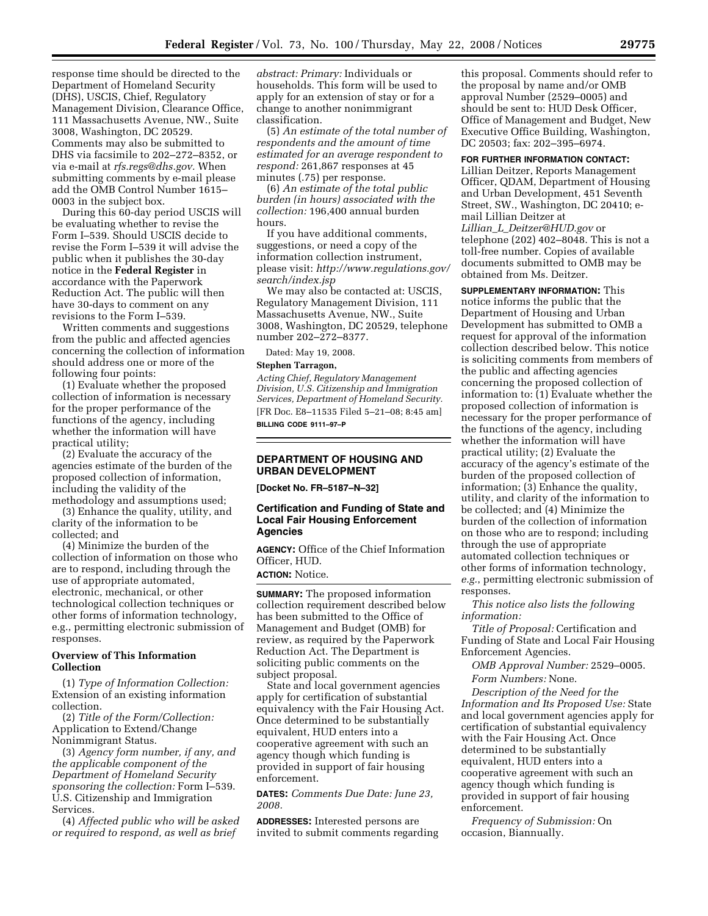response time should be directed to the Department of Homeland Security (DHS), USCIS, Chief, Regulatory Management Division, Clearance Office, 111 Massachusetts Avenue, NW., Suite 3008, Washington, DC 20529. Comments may also be submitted to DHS via facsimile to 202–272–8352, or via e-mail at *rfs.regs@dhs.gov.* When submitting comments by e-mail please add the OMB Control Number 1615–0003 in the subject box.

During this 60-day period USCIS will be evaluating whether to revise the Form I–539. Should USCIS decide to revise the Form I–539 it will advise the public when it publishes the 30-day notice in the **Federal Register** in accordance with the Paperwork Reduction Act. The public will then have 30-days to comment on any revisions to the Form I–539.

Written comments and suggestions from the public and affected agencies concerning the collection of information should address one or more of the following four points:

(1) Evaluate whether the proposed collection of information is necessary for the proper performance of the functions of the agency, including whether the information will have practical utility;

(2) Evaluate the accuracy of the agencies estimate of the burden of the proposed collection of information, including the validity of the methodology and assumptions used;

(3) Enhance the quality, utility, and clarity of the information to be collected; and

(4) Minimize the burden of the collection of information on those who are to respond, including through the use of appropriate automated, electronic, mechanical, or other technological collection techniques or other forms of information technology, e.g., permitting electronic submission of responses.

**Overview of This Information Collection**

(1) *Type of Information Collection:* Extension of an existing information collection.

(2) *Title of the Form/Collection:* Application to Extend/Change Nonimmigrant Status.

(3) *Agency form number, if any, and the applicable component of the Department of Homeland Security sponsoring the collection:* Form I–539. U.S. Citizenship and Immigration Services.

(4) *Affected public who will be asked or required to respond, as well as brief abstract: Primary:* Individuals or households. This form will be used to apply for an extension of stay or for a change to another nonimmigrant classification.

(5) *An estimate of the total number of respondents and the amount of time estimated for an average respondent to respond:* 261,867 responses at 45 minutes (.75) per response.

(6) *An estimate of the total public burden (in hours) associated with the collection:* 196,400 annual burden hours.

If you have additional comments, suggestions, or need a copy of the information collection instrument, please visit: *http://www.regulations.gov/search/index.jsp*

We may also be contacted at: USCIS, Regulatory Management Division, 111 Massachusetts Avenue, NW., Suite 3008, Washington, DC 20529, telephone number 202–272–8377.

Dated: May 19, 2008.

**Stephen Tarragon,**

*Acting Chief, Regulatory Management Division, U.S. Citizenship and Immigration Services, Department of Homeland Security.*

[FR Doc. E8–11535 Filed 5–21–08; 8:45 am]

**BILLING CODE 9111–97–P**

## DEPARTMENT OF HOUSING AND URBAN DEVELOPMENT

**[Docket No. FR–5187–N–32]**

### Certification and Funding of State and Local Fair Housing Enforcement Agencies

**AGENCY:** Office of the Chief Information Officer, HUD.

**ACTION:** Notice.

**SUMMARY:** The proposed information collection requirement described below has been submitted to the Office of Management and Budget (OMB) for review, as required by the Paperwork Reduction Act. The Department is soliciting public comments on the subject proposal.

State and local government agencies apply for certification of substantial equivalency with the Fair Housing Act. Once determined to be substantially equivalent, HUD enters into a cooperative agreement with such an agency though which funding is provided in support of fair housing enforcement.

**DATES:** *Comments Due Date: June 23, 2008.*

**ADDRESSES:** Interested persons are invited to submit comments regarding this proposal. Comments should refer to the proposal by name and/or OMB approval Number (2529–0005) and should be sent to: HUD Desk Officer, Office of Management and Budget, New Executive Office Building, Washington, DC 20503; fax: 202–395–6974.

**FOR FURTHER INFORMATION CONTACT:** Lillian Deitzer, Reports Management Officer, QDAM, Department of Housing and Urban Development, 451 Seventh Street, SW., Washington, DC 20410; e-mail Lillian Deitzer at *Lillian_L_Deitzer@HUD.gov* or telephone (202) 402–8048. This is not a toll-free number. Copies of available documents submitted to OMB may be obtained from Ms. Deitzer.

**SUPPLEMENTARY INFORMATION:** This notice informs the public that the Department of Housing and Urban Development has submitted to OMB a request for approval of the information collection described below. This notice is soliciting comments from members of the public and affecting agencies concerning the proposed collection of information to: (1) Evaluate whether the proposed collection of information is necessary for the proper performance of the functions of the agency, including whether the information will have practical utility; (2) Evaluate the accuracy of the agency's estimate of the burden of the proposed collection of information; (3) Enhance the quality, utility, and clarity of the information to be collected; and (4) Minimize the burden of the collection of information on those who are to respond; including through the use of appropriate automated collection techniques or other forms of information technology, *e.g.*, permitting electronic submission of responses.

*This notice also lists the following information:*

*Title of Proposal:* Certification and Funding of State and Local Fair Housing Enforcement Agencies.

*OMB Approval Number:* 2529–0005.

*Form Numbers:* None.

*Description of the Need for the Information and Its Proposed Use:* State and local government agencies apply for certification of substantial equivalency with the Fair Housing Act. Once determined to be substantially equivalent, HUD enters into a cooperative agreement with such an agency though which funding is provided in support of fair housing enforcement.

*Frequency of Submission:* On occasion, Biannually.